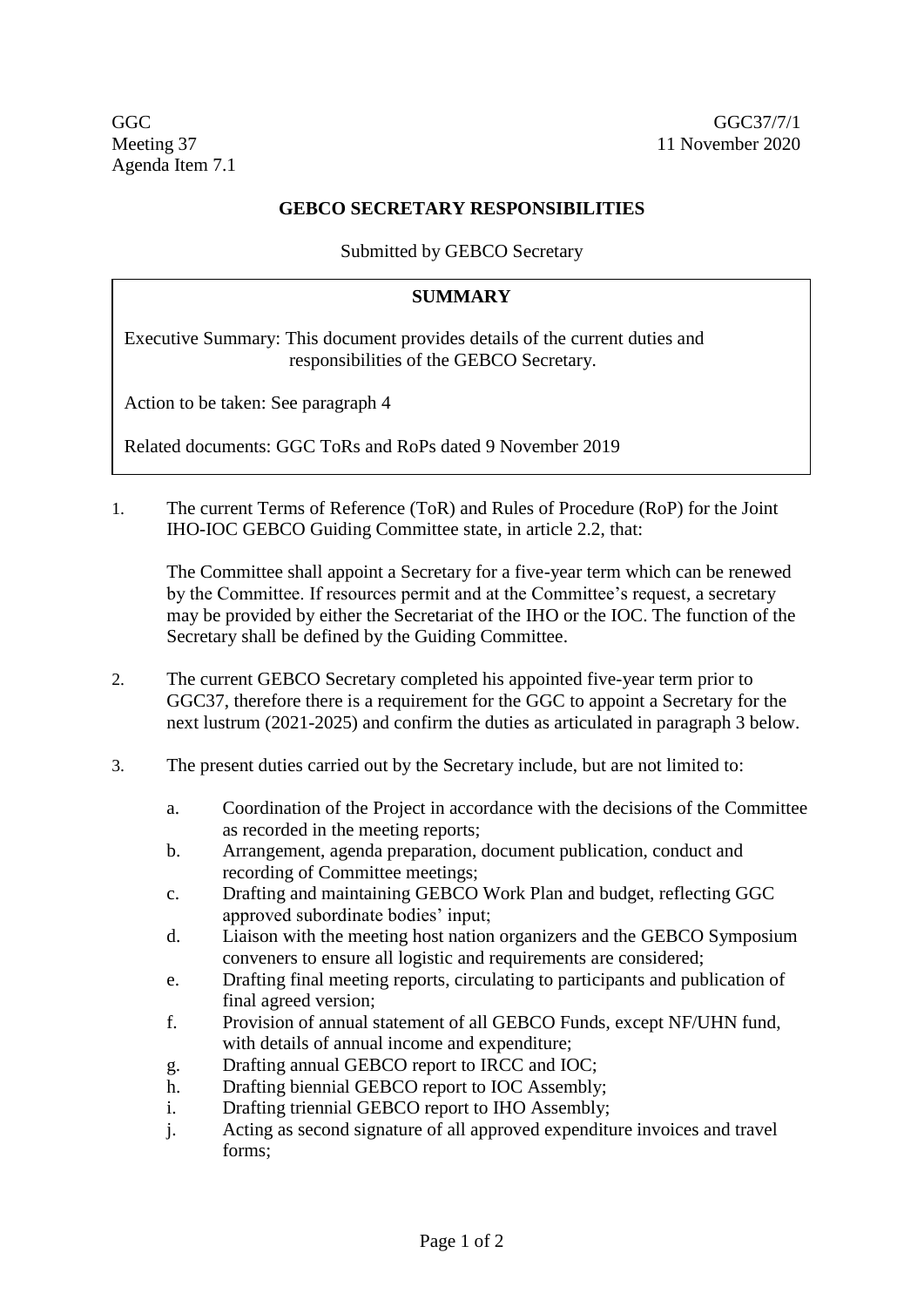GGC
Meeting 37
Agenda Item 7.1

GGC37/7/1
11 November 2020

# GEBCO SECRETARY RESPONSIBILITIES

Submitted by GEBCO Secretary

**SUMMARY**

Executive Summary: This document provides details of the current duties and responsibilities of the GEBCO Secretary.

Action to be taken: See paragraph 4

Related documents: GGC ToRs and RoPs dated 9 November 2019

1. The current Terms of Reference (ToR) and Rules of Procedure (RoP) for the Joint IHO-IOC GEBCO Guiding Committee state, in article 2.2, that:

   The Committee shall appoint a Secretary for a five-year term which can be renewed by the Committee. If resources permit and at the Committee's request, a secretary may be provided by either the Secretariat of the IHO or the IOC. The function of the Secretary shall be defined by the Guiding Committee.

2. The current GEBCO Secretary completed his appointed five-year term prior to GGC37, therefore there is a requirement for the GGC to appoint a Secretary for the next lustrum (2021-2025) and confirm the duties as articulated in paragraph 3 below.

3. The present duties carried out by the Secretary include, but are not limited to:

   a. Coordination of the Project in accordance with the decisions of the Committee as recorded in the meeting reports;
   b. Arrangement, agenda preparation, document publication, conduct and recording of Committee meetings;
   c. Drafting and maintaining GEBCO Work Plan and budget, reflecting GGC approved subordinate bodies' input;
   d. Liaison with the meeting host nation organizers and the GEBCO Symposium conveners to ensure all logistic and requirements are considered;
   e. Drafting final meeting reports, circulating to participants and publication of final agreed version;
   f. Provision of annual statement of all GEBCO Funds, except NF/UHN fund, with details of annual income and expenditure;
   g. Drafting annual GEBCO report to IRCC and IOC;
   h. Drafting biennial GEBCO report to IOC Assembly;
   i. Drafting triennial GEBCO report to IHO Assembly;
   j. Acting as second signature of all approved expenditure invoices and travel forms;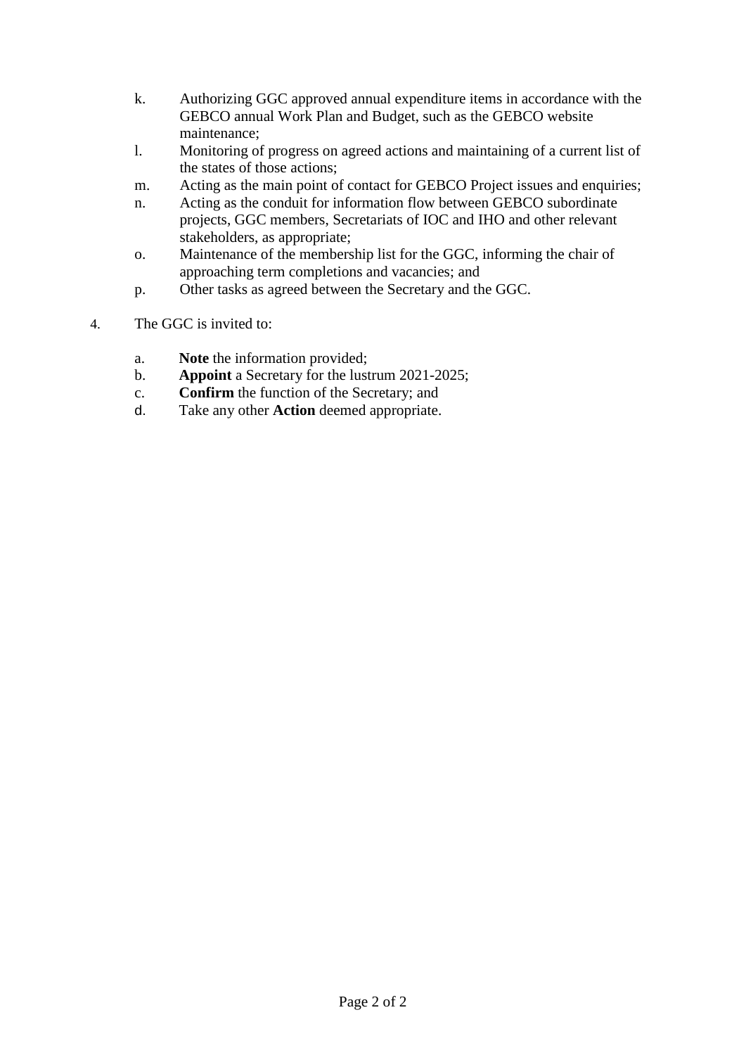k. Authorizing GGC approved annual expenditure items in accordance with the GEBCO annual Work Plan and Budget, such as the GEBCO website maintenance;

l. Monitoring of progress on agreed actions and maintaining of a current list of the states of those actions;

m. Acting as the main point of contact for GEBCO Project issues and enquiries;

n. Acting as the conduit for information flow between GEBCO subordinate projects, GGC members, Secretariats of IOC and IHO and other relevant stakeholders, as appropriate;

o. Maintenance of the membership list for the GGC, informing the chair of approaching term completions and vacancies; and

p. Other tasks as agreed between the Secretary and the GGC.

4. The GGC is invited to:

a. **Note** the information provided;

b. **Appoint** a Secretary for the lustrum 2021-2025;

c. **Confirm** the function of the Secretary; and

d. Take any other **Action** deemed appropriate.